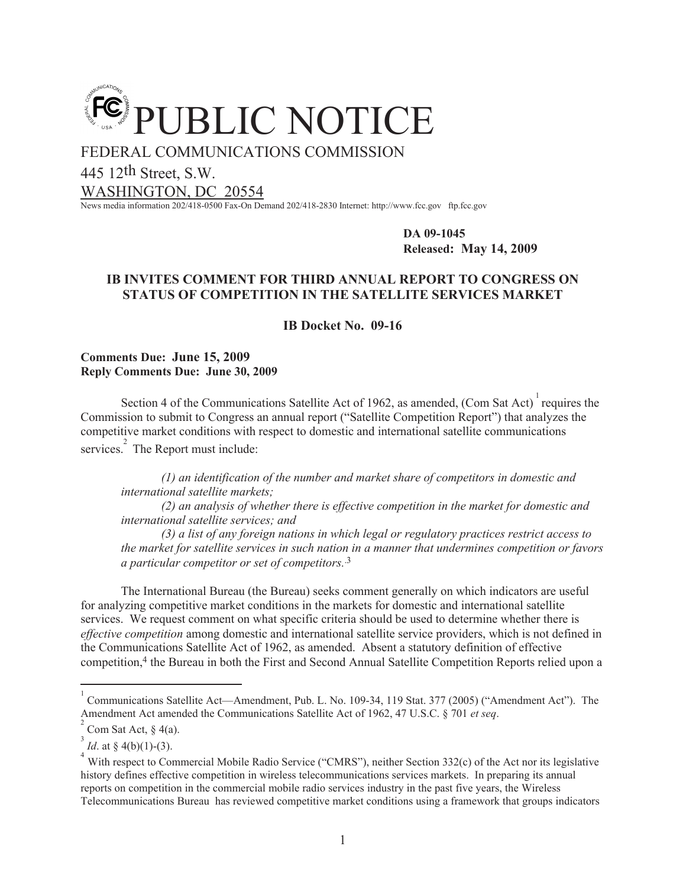# PUBLIC NOTICE

FEDERAL COMMUNICATIONS COMMISSION
445 12th Street, S.W.
WASHINGTON, DC 20554

News media information 202/418-0500 Fax-On Demand 202/418-2830 Internet: http://www.fcc.gov ftp.fcc.gov

**DA 09-1045**
**Released: May 14, 2009**

**IB INVITES COMMENT FOR THIRD ANNUAL REPORT TO CONGRESS ON STATUS OF COMPETITION IN THE SATELLITE SERVICES MARKET**

**IB Docket No. 09-16**

**Comments Due: June 15, 2009**
**Reply Comments Due: June 30, 2009**

Section 4 of the Communications Satellite Act of 1962, as amended, (Com Sat Act)[1] requires the Commission to submit to Congress an annual report ("Satellite Competition Report") that analyzes the competitive market conditions with respect to domestic and international satellite communications services.[2] The Report must include:

> *(1) an identification of the number and market share of competitors in domestic and international satellite markets;*
> *(2) an analysis of whether there is effective competition in the market for domestic and international satellite services; and*
> *(3) a list of any foreign nations in which legal or regulatory practices restrict access to the market for satellite services in such nation in a manner that undermines competition or favors a particular competitor or set of competitors.*[3]

The International Bureau (the Bureau) seeks comment generally on which indicators are useful for analyzing competitive market conditions in the markets for domestic and international satellite services. We request comment on what specific criteria should be used to determine whether there is *effective competition* among domestic and international satellite service providers, which is not defined in the Communications Satellite Act of 1962, as amended. Absent a statutory definition of effective competition,[4] the Bureau in both the First and Second Annual Satellite Competition Reports relied upon a

---

[1] Communications Satellite Act—Amendment, Pub. L. No. 109-34, 119 Stat. 377 (2005) ("Amendment Act"). The Amendment Act amended the Communications Satellite Act of 1962, 47 U.S.C. § 701 *et seq*.

[2] Com Sat Act, § 4(a).

[3] *Id*. at § 4(b)(1)-(3).

[4] With respect to Commercial Mobile Radio Service ("CMRS"), neither Section 332(c) of the Act nor its legislative history defines effective competition in wireless telecommunications services markets. In preparing its annual reports on competition in the commercial mobile radio services industry in the past five years, the Wireless Telecommunications Bureau has reviewed competitive market conditions using a framework that groups indicators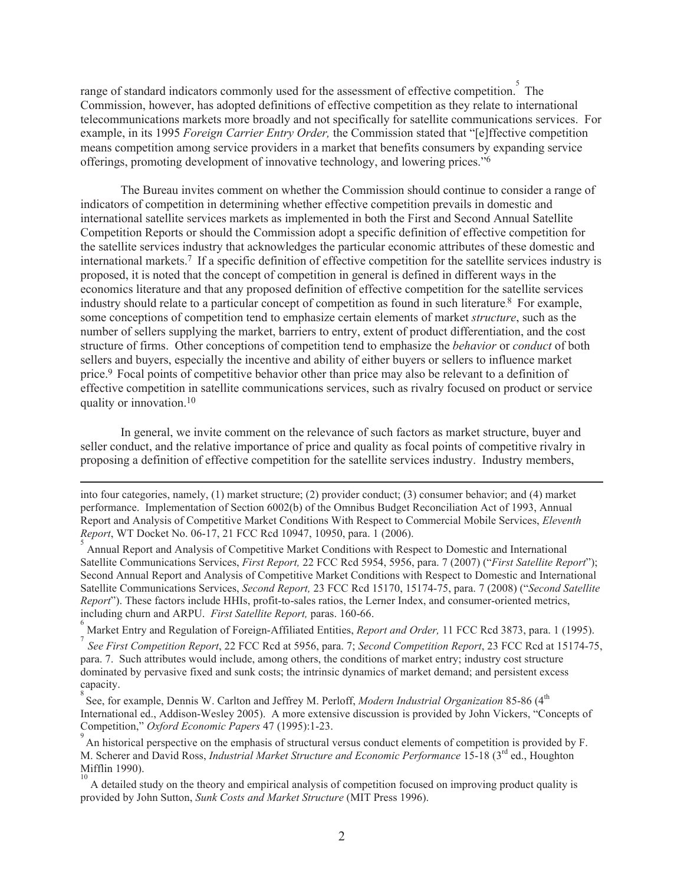range of standard indicators commonly used for the assessment of effective competition.[5] The Commission, however, has adopted definitions of effective competition as they relate to international telecommunications markets more broadly and not specifically for satellite communications services. For example, in its 1995 *Foreign Carrier Entry Order,* the Commission stated that "[e]ffective competition means competition among service providers in a market that benefits consumers by expanding service offerings, promoting development of innovative technology, and lowering prices."[6]

The Bureau invites comment on whether the Commission should continue to consider a range of indicators of competition in determining whether effective competition prevails in domestic and international satellite services markets as implemented in both the First and Second Annual Satellite Competition Reports or should the Commission adopt a specific definition of effective competition for the satellite services industry that acknowledges the particular economic attributes of these domestic and international markets.[7] If a specific definition of effective competition for the satellite services industry is proposed, it is noted that the concept of competition in general is defined in different ways in the economics literature and that any proposed definition of effective competition for the satellite services industry should relate to a particular concept of competition as found in such literature.[8] For example, some conceptions of competition tend to emphasize certain elements of market *structure*, such as the number of sellers supplying the market, barriers to entry, extent of product differentiation, and the cost structure of firms. Other conceptions of competition tend to emphasize the *behavior* or *conduct* of both sellers and buyers, especially the incentive and ability of either buyers or sellers to influence market price.[9] Focal points of competitive behavior other than price may also be relevant to a definition of effective competition in satellite communications services, such as rivalry focused on product or service quality or innovation.[10]

In general, we invite comment on the relevance of such factors as market structure, buyer and seller conduct, and the relative importance of price and quality as focal points of competitive rivalry in proposing a definition of effective competition for the satellite services industry. Industry members,

---

into four categories, namely, (1) market structure; (2) provider conduct; (3) consumer behavior; and (4) market performance. Implementation of Section 6002(b) of the Omnibus Budget Reconciliation Act of 1993, Annual Report and Analysis of Competitive Market Conditions With Respect to Commercial Mobile Services, *Eleventh Report*, WT Docket No. 06-17, 21 FCC Rcd 10947, 10950, para. 1 (2006).

[5] Annual Report and Analysis of Competitive Market Conditions with Respect to Domestic and International Satellite Communications Services, *First Report,* 22 FCC Rcd 5954, 5956, para. 7 (2007) ("*First Satellite Report*"); Second Annual Report and Analysis of Competitive Market Conditions with Respect to Domestic and International Satellite Communications Services, *Second Report,* 23 FCC Rcd 15170, 15174-75, para. 7 (2008) ("*Second Satellite Report*"). These factors include HHIs, profit-to-sales ratios, the Lerner Index, and consumer-oriented metrics, including churn and ARPU. *First Satellite Report,* paras. 160-66.

[6] Market Entry and Regulation of Foreign-Affiliated Entities, *Report and Order,* 11 FCC Rcd 3873, para. 1 (1995).

[7] *See First Competition Report*, 22 FCC Rcd at 5956, para. 7; *Second Competition Report*, 23 FCC Rcd at 15174-75, para. 7. Such attributes would include, among others, the conditions of market entry; industry cost structure dominated by pervasive fixed and sunk costs; the intrinsic dynamics of market demand; and persistent excess capacity.

[8] See, for example, Dennis W. Carlton and Jeffrey M. Perloff, *Modern Industrial Organization* 85-86 (4th International ed., Addison-Wesley 2005). A more extensive discussion is provided by John Vickers, "Concepts of Competition," *Oxford Economic Papers* 47 (1995):1-23.

[9] An historical perspective on the emphasis of structural versus conduct elements of competition is provided by F. M. Scherer and David Ross, *Industrial Market Structure and Economic Performance* 15-18 (3rd ed., Houghton Mifflin 1990).

[10] A detailed study on the theory and empirical analysis of competition focused on improving product quality is provided by John Sutton, *Sunk Costs and Market Structure* (MIT Press 1996).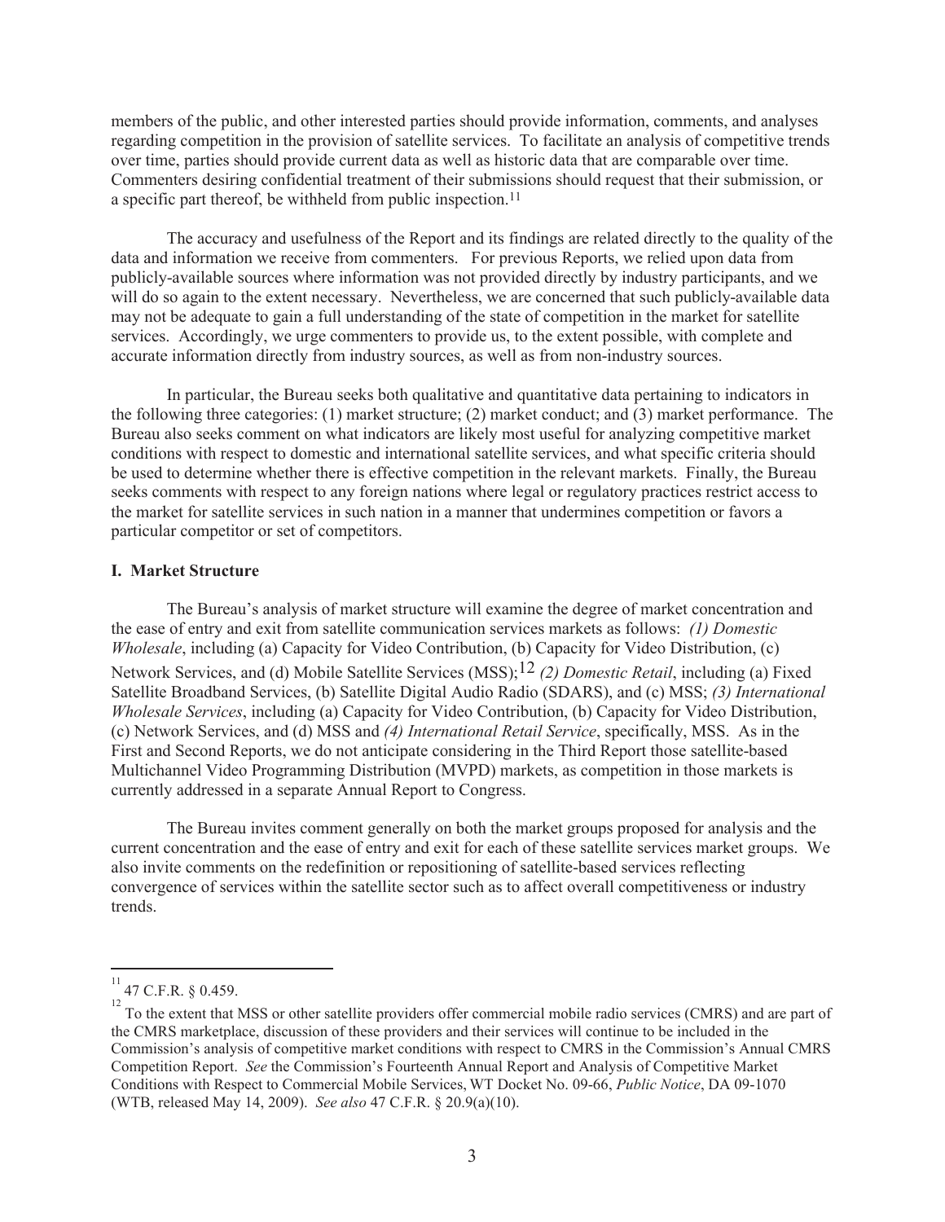members of the public, and other interested parties should provide information, comments, and analyses regarding competition in the provision of satellite services. To facilitate an analysis of competitive trends over time, parties should provide current data as well as historic data that are comparable over time. Commenters desiring confidential treatment of their submissions should request that their submission, or a specific part thereof, be withheld from public inspection.[11]

The accuracy and usefulness of the Report and its findings are related directly to the quality of the data and information we receive from commenters. For previous Reports, we relied upon data from publicly-available sources where information was not provided directly by industry participants, and we will do so again to the extent necessary. Nevertheless, we are concerned that such publicly-available data may not be adequate to gain a full understanding of the state of competition in the market for satellite services. Accordingly, we urge commenters to provide us, to the extent possible, with complete and accurate information directly from industry sources, as well as from non-industry sources.

In particular, the Bureau seeks both qualitative and quantitative data pertaining to indicators in the following three categories: (1) market structure; (2) market conduct; and (3) market performance. The Bureau also seeks comment on what indicators are likely most useful for analyzing competitive market conditions with respect to domestic and international satellite services, and what specific criteria should be used to determine whether there is effective competition in the relevant markets. Finally, the Bureau seeks comments with respect to any foreign nations where legal or regulatory practices restrict access to the market for satellite services in such nation in a manner that undermines competition or favors a particular competitor or set of competitors.

**I. Market Structure**

The Bureau's analysis of market structure will examine the degree of market concentration and the ease of entry and exit from satellite communication services markets as follows: *(1) Domestic Wholesale*, including (a) Capacity for Video Contribution, (b) Capacity for Video Distribution, (c) Network Services, and (d) Mobile Satellite Services (MSS);[12] *(2) Domestic Retail*, including (a) Fixed Satellite Broadband Services, (b) Satellite Digital Audio Radio (SDARS), and (c) MSS; *(3) International Wholesale Services*, including (a) Capacity for Video Contribution, (b) Capacity for Video Distribution, (c) Network Services, and (d) MSS and *(4) International Retail Service*, specifically, MSS. As in the First and Second Reports, we do not anticipate considering in the Third Report those satellite-based Multichannel Video Programming Distribution (MVPD) markets, as competition in those markets is currently addressed in a separate Annual Report to Congress.

The Bureau invites comment generally on both the market groups proposed for analysis and the current concentration and the ease of entry and exit for each of these satellite services market groups. We also invite comments on the redefinition or repositioning of satellite-based services reflecting convergence of services within the satellite sector such as to affect overall competitiveness or industry trends.

---

[11] 47 C.F.R. § 0.459.

[12] To the extent that MSS or other satellite providers offer commercial mobile radio services (CMRS) and are part of the CMRS marketplace, discussion of these providers and their services will continue to be included in the Commission's analysis of competitive market conditions with respect to CMRS in the Commission's Annual CMRS Competition Report. *See* the Commission's Fourteenth Annual Report and Analysis of Competitive Market Conditions with Respect to Commercial Mobile Services, WT Docket No. 09-66, *Public Notice*, DA 09-1070 (WTB, released May 14, 2009). *See also* 47 C.F.R. § 20.9(a)(10).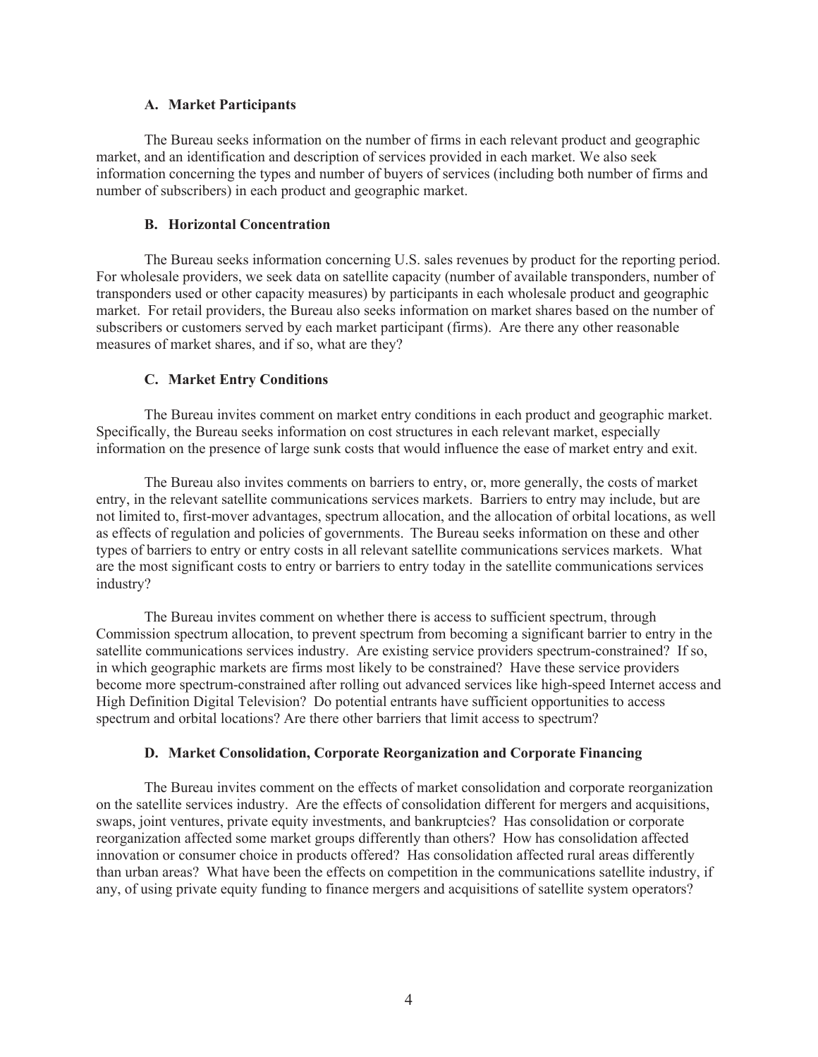### A. Market Participants

The Bureau seeks information on the number of firms in each relevant product and geographic market, and an identification and description of services provided in each market. We also seek information concerning the types and number of buyers of services (including both number of firms and number of subscribers) in each product and geographic market.

### B. Horizontal Concentration

The Bureau seeks information concerning U.S. sales revenues by product for the reporting period. For wholesale providers, we seek data on satellite capacity (number of available transponders, number of transponders used or other capacity measures) by participants in each wholesale product and geographic market. For retail providers, the Bureau also seeks information on market shares based on the number of subscribers or customers served by each market participant (firms). Are there any other reasonable measures of market shares, and if so, what are they?

### C. Market Entry Conditions

The Bureau invites comment on market entry conditions in each product and geographic market. Specifically, the Bureau seeks information on cost structures in each relevant market, especially information on the presence of large sunk costs that would influence the ease of market entry and exit.

The Bureau also invites comments on barriers to entry, or, more generally, the costs of market entry, in the relevant satellite communications services markets. Barriers to entry may include, but are not limited to, first-mover advantages, spectrum allocation, and the allocation of orbital locations, as well as effects of regulation and policies of governments. The Bureau seeks information on these and other types of barriers to entry or entry costs in all relevant satellite communications services markets. What are the most significant costs to entry or barriers to entry today in the satellite communications services industry?

The Bureau invites comment on whether there is access to sufficient spectrum, through Commission spectrum allocation, to prevent spectrum from becoming a significant barrier to entry in the satellite communications services industry. Are existing service providers spectrum-constrained? If so, in which geographic markets are firms most likely to be constrained? Have these service providers become more spectrum-constrained after rolling out advanced services like high-speed Internet access and High Definition Digital Television? Do potential entrants have sufficient opportunities to access spectrum and orbital locations? Are there other barriers that limit access to spectrum?

### D. Market Consolidation, Corporate Reorganization and Corporate Financing

The Bureau invites comment on the effects of market consolidation and corporate reorganization on the satellite services industry. Are the effects of consolidation different for mergers and acquisitions, swaps, joint ventures, private equity investments, and bankruptcies? Has consolidation or corporate reorganization affected some market groups differently than others? How has consolidation affected innovation or consumer choice in products offered? Has consolidation affected rural areas differently than urban areas? What have been the effects on competition in the communications satellite industry, if any, of using private equity funding to finance mergers and acquisitions of satellite system operators?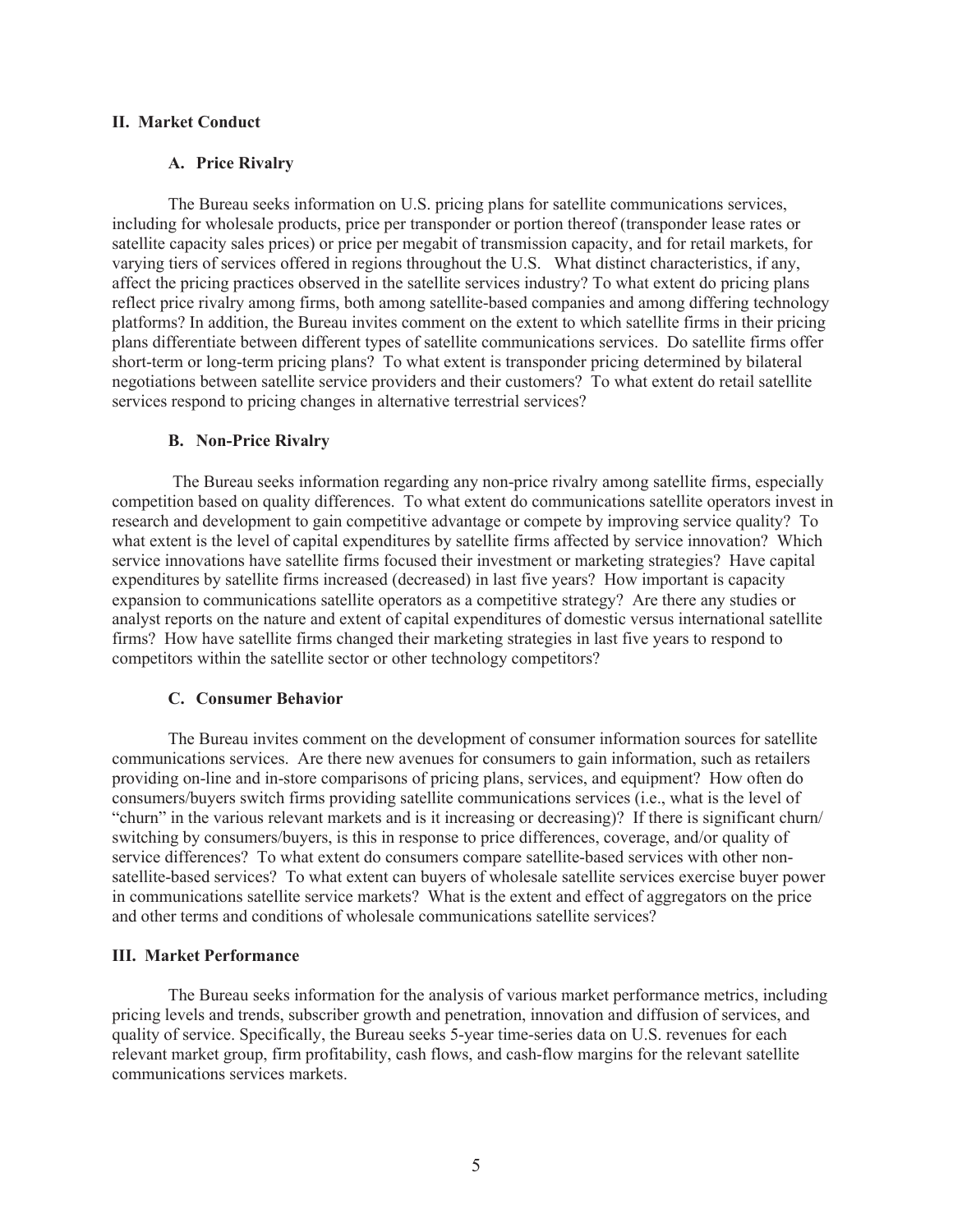## II. Market Conduct

### A. Price Rivalry

The Bureau seeks information on U.S. pricing plans for satellite communications services, including for wholesale products, price per transponder or portion thereof (transponder lease rates or satellite capacity sales prices) or price per megabit of transmission capacity, and for retail markets, for varying tiers of services offered in regions throughout the U.S. What distinct characteristics, if any, affect the pricing practices observed in the satellite services industry? To what extent do pricing plans reflect price rivalry among firms, both among satellite-based companies and among differing technology platforms? In addition, the Bureau invites comment on the extent to which satellite firms in their pricing plans differentiate between different types of satellite communications services. Do satellite firms offer short-term or long-term pricing plans? To what extent is transponder pricing determined by bilateral negotiations between satellite service providers and their customers? To what extent do retail satellite services respond to pricing changes in alternative terrestrial services?

### B. Non-Price Rivalry

The Bureau seeks information regarding any non-price rivalry among satellite firms, especially competition based on quality differences. To what extent do communications satellite operators invest in research and development to gain competitive advantage or compete by improving service quality? To what extent is the level of capital expenditures by satellite firms affected by service innovation? Which service innovations have satellite firms focused their investment or marketing strategies? Have capital expenditures by satellite firms increased (decreased) in last five years? How important is capacity expansion to communications satellite operators as a competitive strategy? Are there any studies or analyst reports on the nature and extent of capital expenditures of domestic versus international satellite firms? How have satellite firms changed their marketing strategies in last five years to respond to competitors within the satellite sector or other technology competitors?

### C. Consumer Behavior

The Bureau invites comment on the development of consumer information sources for satellite communications services. Are there new avenues for consumers to gain information, such as retailers providing on-line and in-store comparisons of pricing plans, services, and equipment? How often do consumers/buyers switch firms providing satellite communications services (i.e., what is the level of "churn" in the various relevant markets and is it increasing or decreasing)? If there is significant churn/ switching by consumers/buyers, is this in response to price differences, coverage, and/or quality of service differences? To what extent do consumers compare satellite-based services with other non-satellite-based services? To what extent can buyers of wholesale satellite services exercise buyer power in communications satellite service markets? What is the extent and effect of aggregators on the price and other terms and conditions of wholesale communications satellite services?

## III. Market Performance

The Bureau seeks information for the analysis of various market performance metrics, including pricing levels and trends, subscriber growth and penetration, innovation and diffusion of services, and quality of service. Specifically, the Bureau seeks 5-year time-series data on U.S. revenues for each relevant market group, firm profitability, cash flows, and cash-flow margins for the relevant satellite communications services markets.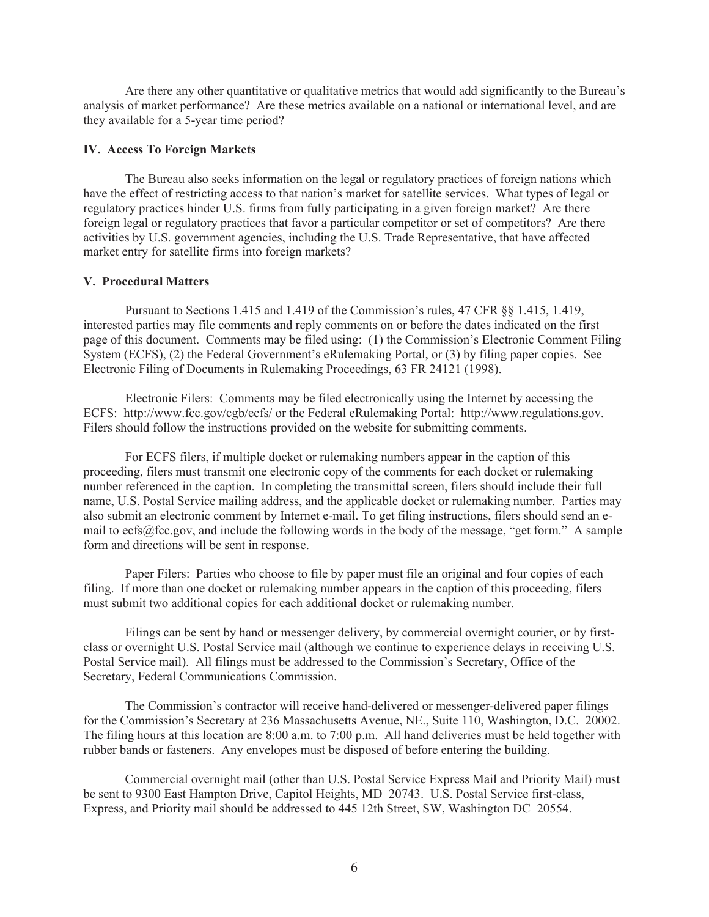Are there any other quantitative or qualitative metrics that would add significantly to the Bureau's analysis of market performance? Are these metrics available on a national or international level, and are they available for a 5-year time period?

## IV. Access To Foreign Markets

The Bureau also seeks information on the legal or regulatory practices of foreign nations which have the effect of restricting access to that nation's market for satellite services. What types of legal or regulatory practices hinder U.S. firms from fully participating in a given foreign market? Are there foreign legal or regulatory practices that favor a particular competitor or set of competitors? Are there activities by U.S. government agencies, including the U.S. Trade Representative, that have affected market entry for satellite firms into foreign markets?

## V. Procedural Matters

Pursuant to Sections 1.415 and 1.419 of the Commission's rules, 47 CFR §§ 1.415, 1.419, interested parties may file comments and reply comments on or before the dates indicated on the first page of this document. Comments may be filed using: (1) the Commission's Electronic Comment Filing System (ECFS), (2) the Federal Government's eRulemaking Portal, or (3) by filing paper copies. See Electronic Filing of Documents in Rulemaking Proceedings, 63 FR 24121 (1998).

Electronic Filers: Comments may be filed electronically using the Internet by accessing the ECFS: http://www.fcc.gov/cgb/ecfs/ or the Federal eRulemaking Portal: http://www.regulations.gov. Filers should follow the instructions provided on the website for submitting comments.

For ECFS filers, if multiple docket or rulemaking numbers appear in the caption of this proceeding, filers must transmit one electronic copy of the comments for each docket or rulemaking number referenced in the caption. In completing the transmittal screen, filers should include their full name, U.S. Postal Service mailing address, and the applicable docket or rulemaking number. Parties may also submit an electronic comment by Internet e-mail. To get filing instructions, filers should send an e-mail to ecfs@fcc.gov, and include the following words in the body of the message, "get form." A sample form and directions will be sent in response.

Paper Filers: Parties who choose to file by paper must file an original and four copies of each filing. If more than one docket or rulemaking number appears in the caption of this proceeding, filers must submit two additional copies for each additional docket or rulemaking number.

Filings can be sent by hand or messenger delivery, by commercial overnight courier, or by first-class or overnight U.S. Postal Service mail (although we continue to experience delays in receiving U.S. Postal Service mail). All filings must be addressed to the Commission's Secretary, Office of the Secretary, Federal Communications Commission.

The Commission's contractor will receive hand-delivered or messenger-delivered paper filings for the Commission's Secretary at 236 Massachusetts Avenue, NE., Suite 110, Washington, D.C. 20002. The filing hours at this location are 8:00 a.m. to 7:00 p.m. All hand deliveries must be held together with rubber bands or fasteners. Any envelopes must be disposed of before entering the building.

Commercial overnight mail (other than U.S. Postal Service Express Mail and Priority Mail) must be sent to 9300 East Hampton Drive, Capitol Heights, MD 20743. U.S. Postal Service first-class, Express, and Priority mail should be addressed to 445 12th Street, SW, Washington DC 20554.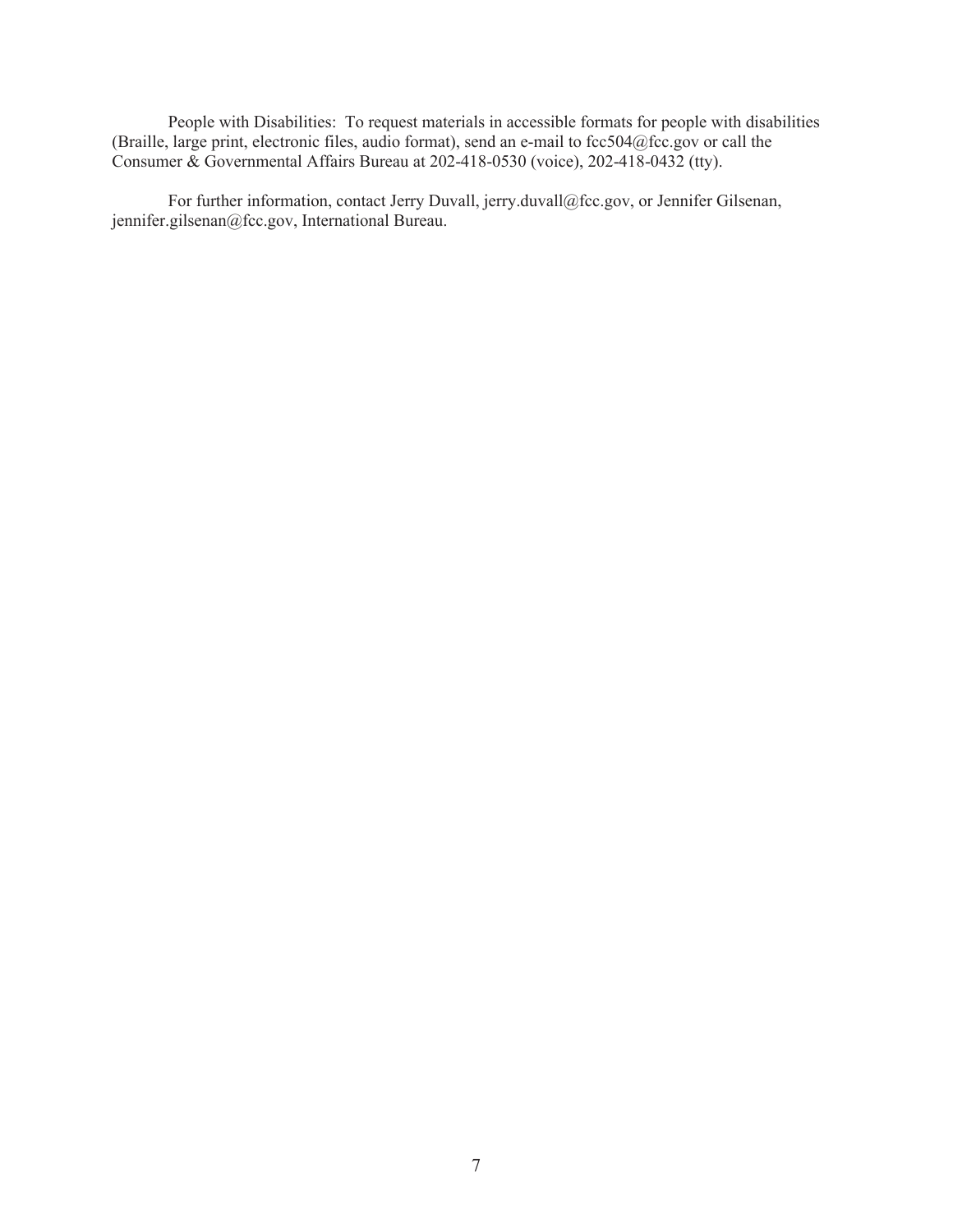People with Disabilities: To request materials in accessible formats for people with disabilities (Braille, large print, electronic files, audio format), send an e-mail to fcc504@fcc.gov or call the Consumer & Governmental Affairs Bureau at 202-418-0530 (voice), 202-418-0432 (tty).

For further information, contact Jerry Duvall, jerry.duvall@fcc.gov, or Jennifer Gilsenan, jennifer.gilsenan@fcc.gov, International Bureau.